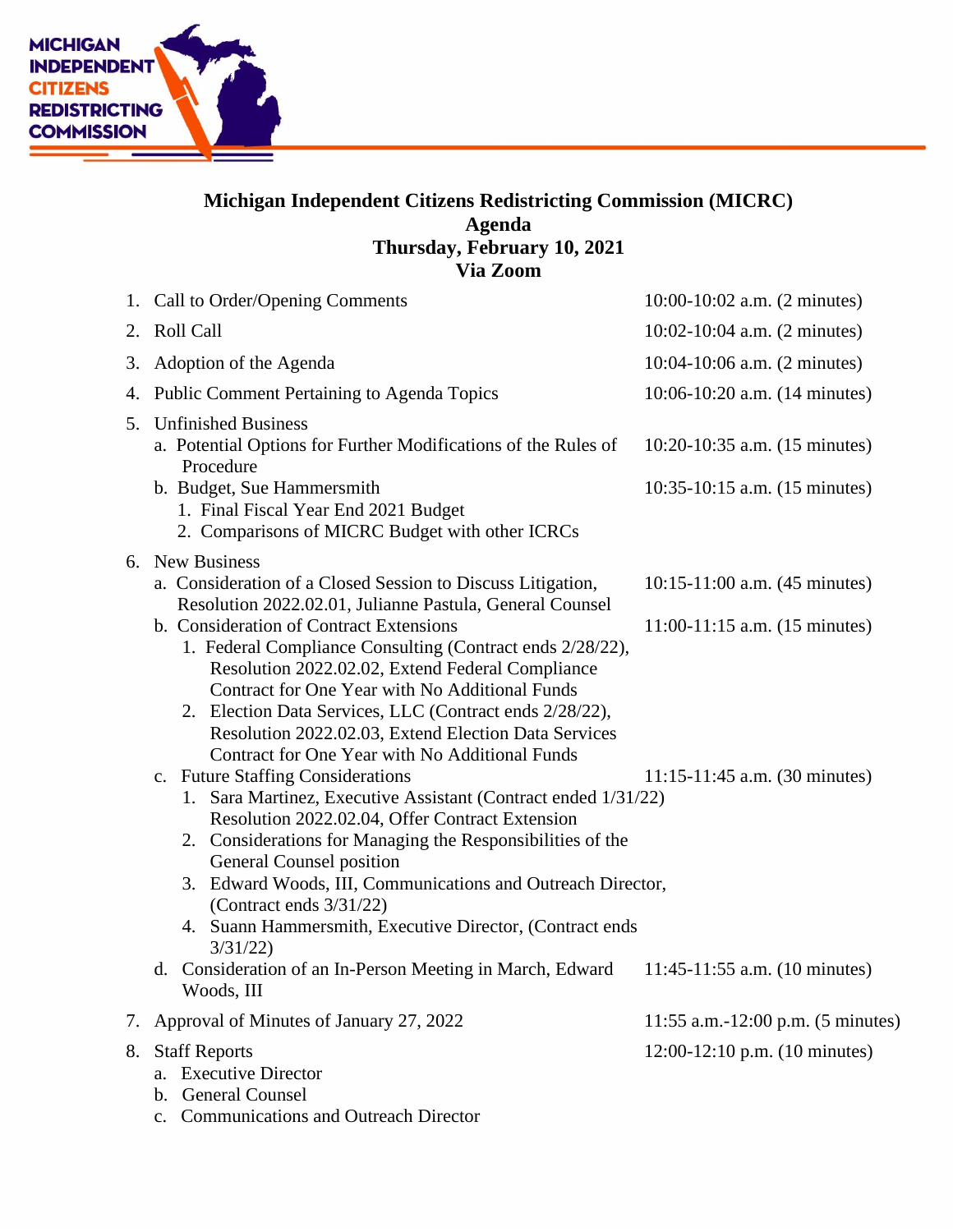MICHIGAN INDEPENDENT CITIZENS REDISTRICTING COMMISSION

# Michigan Independent Citizens Redistricting Commission (MICRC)
## Agenda
## Thursday, February 10, 2021
## Via Zoom

1. Call to Order/Opening Comments — 10:00-10:02 a.m. (2 minutes)
2. Roll Call — 10:02-10:04 a.m. (2 minutes)
3. Adoption of the Agenda — 10:04-10:06 a.m. (2 minutes)
4. Public Comment Pertaining to Agenda Topics — 10:06-10:20 a.m. (14 minutes)
5. Unfinished Business
   a. Potential Options for Further Modifications of the Rules of Procedure — 10:20-10:35 a.m. (15 minutes)
   b. Budget, Sue Hammersmith — 10:35-10:15 a.m. (15 minutes)
      1. Final Fiscal Year End 2021 Budget
      2. Comparisons of MICRC Budget with other ICRCs
6. New Business
   a. Consideration of a Closed Session to Discuss Litigation, Resolution 2022.02.01, Julianne Pastula, General Counsel — 10:15-11:00 a.m. (45 minutes)
   b. Consideration of Contract Extensions — 11:00-11:15 a.m. (15 minutes)
      1. Federal Compliance Consulting (Contract ends 2/28/22), Resolution 2022.02.02, Extend Federal Compliance Contract for One Year with No Additional Funds
      2. Election Data Services, LLC (Contract ends 2/28/22), Resolution 2022.02.03, Extend Election Data Services Contract for One Year with No Additional Funds
   c. Future Staffing Considerations — 11:15-11:45 a.m. (30 minutes)
      1. Sara Martinez, Executive Assistant (Contract ended 1/31/22) Resolution 2022.02.04, Offer Contract Extension
      2. Considerations for Managing the Responsibilities of the General Counsel position
      3. Edward Woods, III, Communications and Outreach Director, (Contract ends 3/31/22)
      4. Suann Hammersmith, Executive Director, (Contract ends 3/31/22)
   d. Consideration of an In-Person Meeting in March, Edward Woods, III — 11:45-11:55 a.m. (10 minutes)
7. Approval of Minutes of January 27, 2022 — 11:55 a.m.-12:00 p.m. (5 minutes)
8. Staff Reports — 12:00-12:10 p.m. (10 minutes)
   a. Executive Director
   b. General Counsel
   c. Communications and Outreach Director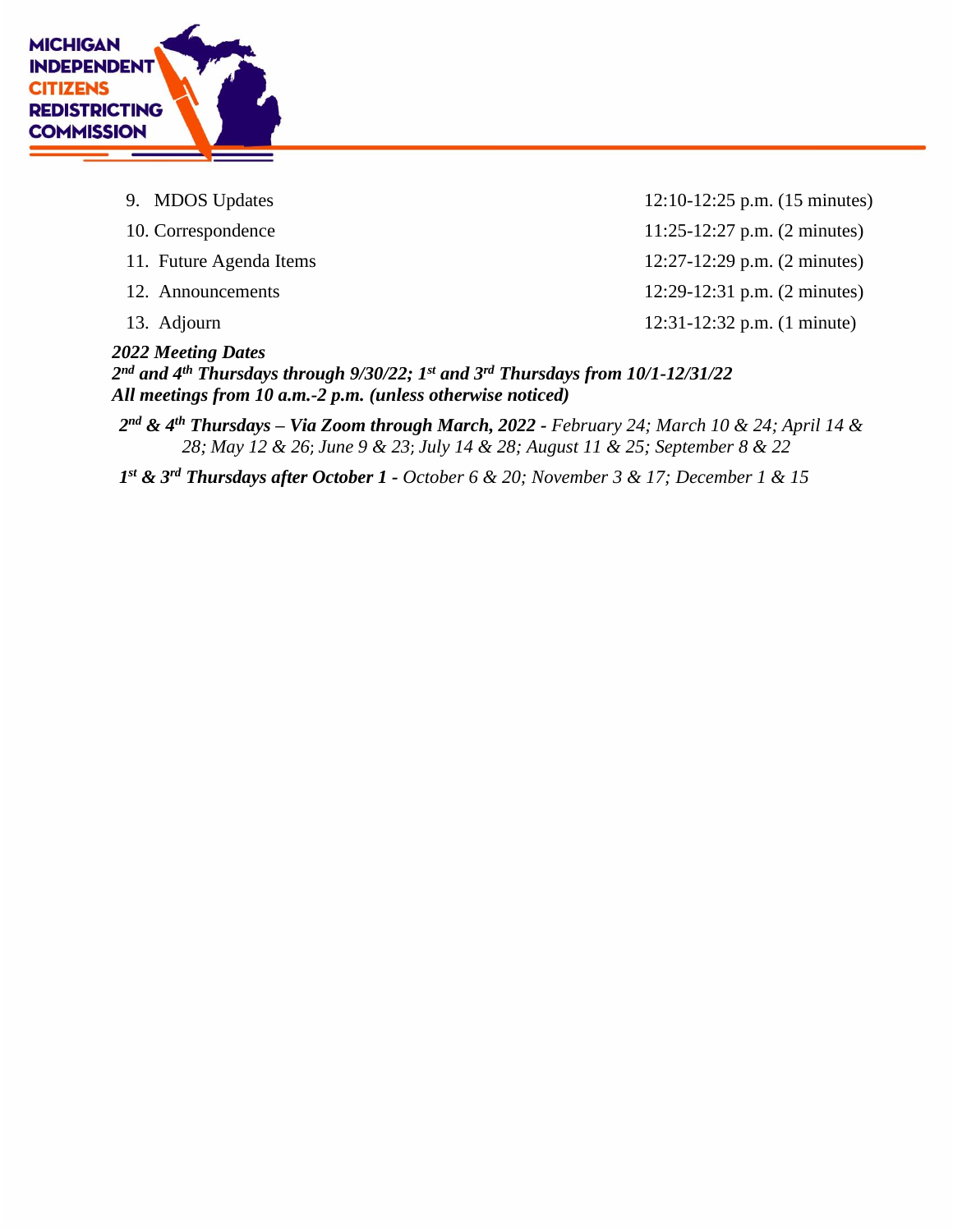9. MDOS Updates 12:10-12:25 p.m. (15 minutes)
10. Correspondence 11:25-12:27 p.m. (2 minutes)
11. Future Agenda Items 12:27-12:29 p.m. (2 minutes)
12. Announcements 12:29-12:31 p.m. (2 minutes)
13. Adjourn 12:31-12:32 p.m. (1 minute)

***2022 Meeting Dates***
***2nd and 4th Thursdays through 9/30/22; 1st and 3rd Thursdays from 10/1-12/31/22***
***All meetings from 10 a.m.-2 p.m. (unless otherwise noticed)***

***2nd & 4th Thursdays – Via Zoom through March, 2022*** *- February 24; March 10 & 24; April 14 & 28; May 12 & 26; June 9 & 23; July 14 & 28; August 11 & 25; September 8 & 22*

***1st & 3rd Thursdays after October 1*** *- October 6 & 20; November 3 & 17; December 1 & 15*